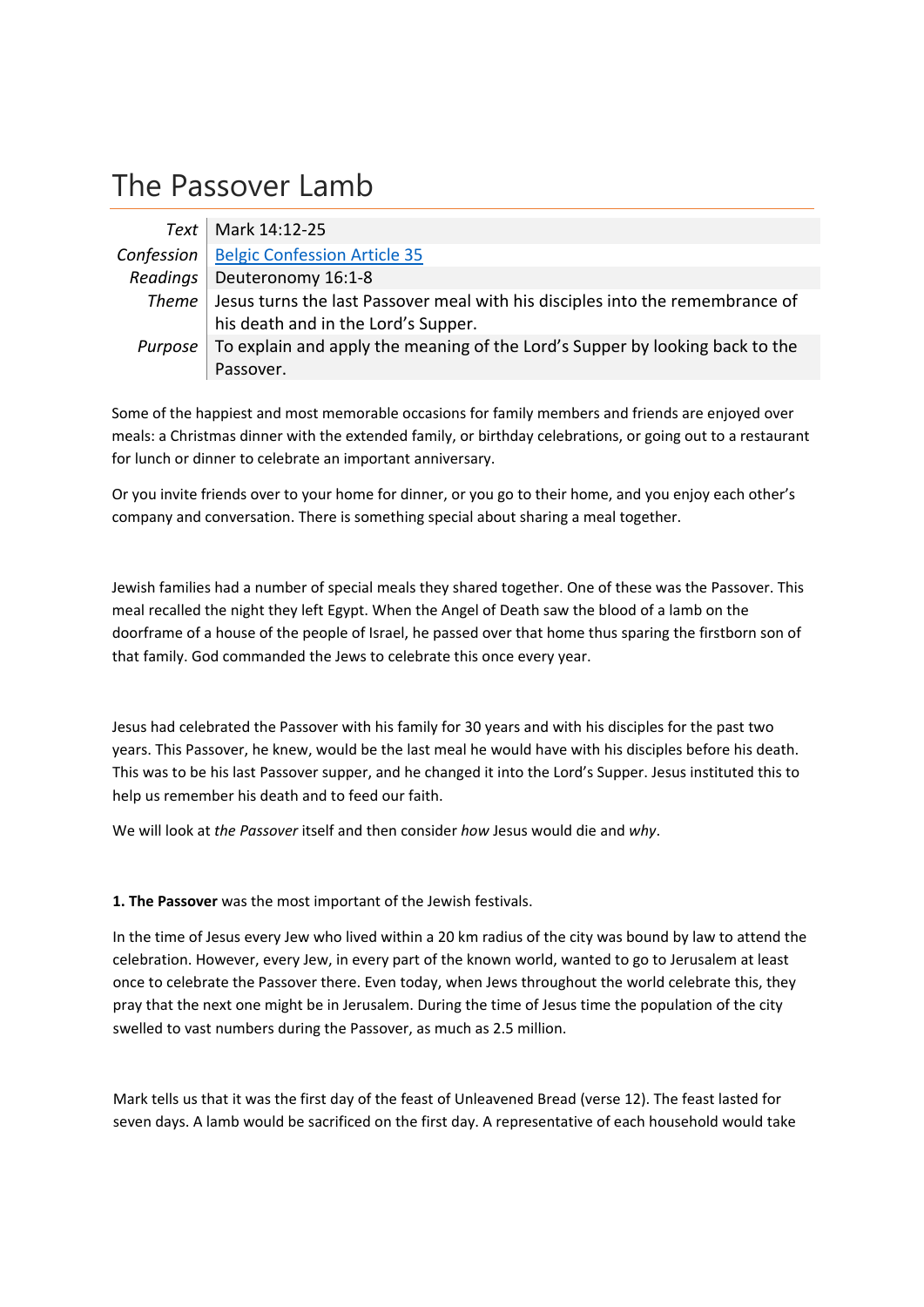# The Passover Lamb

| | |
|---|---|
| *Text* | Mark 14:12-25 |
| *Confession* | [Belgic Confession Article 35]() |
| *Readings* | Deuteronomy 16:1-8 |
| *Theme* | Jesus turns the last Passover meal with his disciples into the remembrance of his death and in the Lord's Supper. |
| *Purpose* | To explain and apply the meaning of the Lord's Supper by looking back to the Passover. |

Some of the happiest and most memorable occasions for family members and friends are enjoyed over meals: a Christmas dinner with the extended family, or birthday celebrations, or going out to a restaurant for lunch or dinner to celebrate an important anniversary.

Or you invite friends over to your home for dinner, or you go to their home, and you enjoy each other's company and conversation. There is something special about sharing a meal together.

Jewish families had a number of special meals they shared together. One of these was the Passover. This meal recalled the night they left Egypt. When the Angel of Death saw the blood of a lamb on the doorframe of a house of the people of Israel, he passed over that home thus sparing the firstborn son of that family. God commanded the Jews to celebrate this once every year.

Jesus had celebrated the Passover with his family for 30 years and with his disciples for the past two years. This Passover, he knew, would be the last meal he would have with his disciples before his death. This was to be his last Passover supper, and he changed it into the Lord's Supper. Jesus instituted this to help us remember his death and to feed our faith.

We will look at *the Passover* itself and then consider *how* Jesus would die and *why*.

**1. The Passover** was the most important of the Jewish festivals.

In the time of Jesus every Jew who lived within a 20 km radius of the city was bound by law to attend the celebration. However, every Jew, in every part of the known world, wanted to go to Jerusalem at least once to celebrate the Passover there. Even today, when Jews throughout the world celebrate this, they pray that the next one might be in Jerusalem. During the time of Jesus time the population of the city swelled to vast numbers during the Passover, as much as 2.5 million.

Mark tells us that it was the first day of the feast of Unleavened Bread (verse 12). The feast lasted for seven days. A lamb would be sacrificed on the first day. A representative of each household would take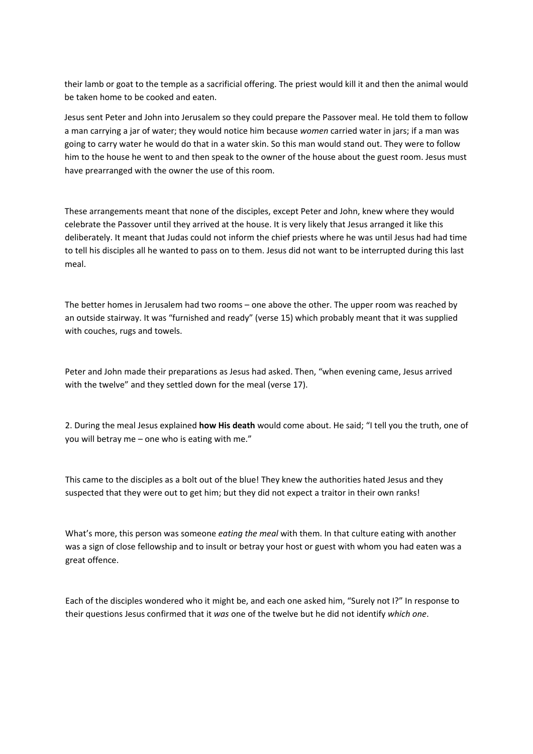their lamb or goat to the temple as a sacrificial offering. The priest would kill it and then the animal would be taken home to be cooked and eaten.

Jesus sent Peter and John into Jerusalem so they could prepare the Passover meal. He told them to follow a man carrying a jar of water; they would notice him because *women* carried water in jars; if a man was going to carry water he would do that in a water skin. So this man would stand out. They were to follow him to the house he went to and then speak to the owner of the house about the guest room. Jesus must have prearranged with the owner the use of this room.

These arrangements meant that none of the disciples, except Peter and John, knew where they would celebrate the Passover until they arrived at the house. It is very likely that Jesus arranged it like this deliberately. It meant that Judas could not inform the chief priests where he was until Jesus had had time to tell his disciples all he wanted to pass on to them. Jesus did not want to be interrupted during this last meal.

The better homes in Jerusalem had two rooms – one above the other. The upper room was reached by an outside stairway. It was "furnished and ready" (verse 15) which probably meant that it was supplied with couches, rugs and towels.

Peter and John made their preparations as Jesus had asked. Then, "when evening came, Jesus arrived with the twelve" and they settled down for the meal (verse 17).

2. During the meal Jesus explained **how His death** would come about. He said; "I tell you the truth, one of you will betray me – one who is eating with me."

This came to the disciples as a bolt out of the blue! They knew the authorities hated Jesus and they suspected that they were out to get him; but they did not expect a traitor in their own ranks!

What's more, this person was someone *eating the meal* with them. In that culture eating with another was a sign of close fellowship and to insult or betray your host or guest with whom you had eaten was a great offence.

Each of the disciples wondered who it might be, and each one asked him, "Surely not I?" In response to their questions Jesus confirmed that it *was* one of the twelve but he did not identify *which one*.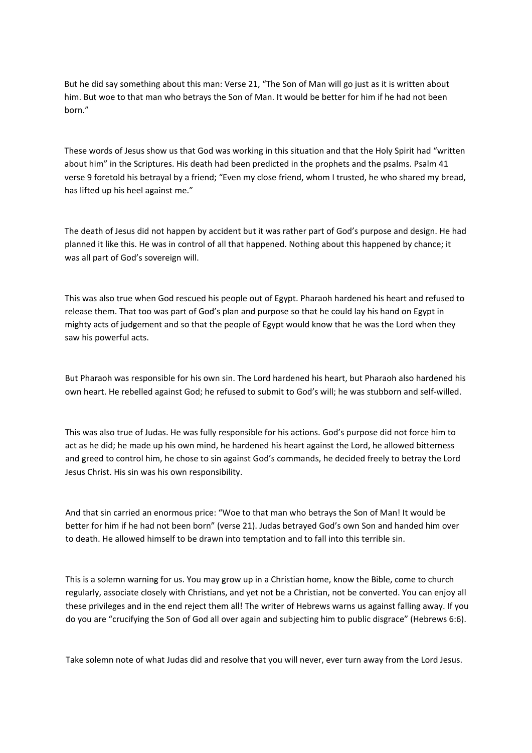But he did say something about this man: Verse 21, “The Son of Man will go just as it is written about him. But woe to that man who betrays the Son of Man. It would be better for him if he had not been born.”

These words of Jesus show us that God was working in this situation and that the Holy Spirit had “written about him” in the Scriptures. His death had been predicted in the prophets and the psalms. Psalm 41 verse 9 foretold his betrayal by a friend; “Even my close friend, whom I trusted, he who shared my bread, has lifted up his heel against me.”

The death of Jesus did not happen by accident but it was rather part of God’s purpose and design. He had planned it like this. He was in control of all that happened. Nothing about this happened by chance; it was all part of God’s sovereign will.

This was also true when God rescued his people out of Egypt. Pharaoh hardened his heart and refused to release them. That too was part of God’s plan and purpose so that he could lay his hand on Egypt in mighty acts of judgement and so that the people of Egypt would know that he was the Lord when they saw his powerful acts.

But Pharaoh was responsible for his own sin. The Lord hardened his heart, but Pharaoh also hardened his own heart. He rebelled against God; he refused to submit to God’s will; he was stubborn and self-willed.

This was also true of Judas. He was fully responsible for his actions. God’s purpose did not force him to act as he did; he made up his own mind, he hardened his heart against the Lord, he allowed bitterness and greed to control him, he chose to sin against God’s commands, he decided freely to betray the Lord Jesus Christ. His sin was his own responsibility.

And that sin carried an enormous price: “Woe to that man who betrays the Son of Man! It would be better for him if he had not been born” (verse 21). Judas betrayed God’s own Son and handed him over to death. He allowed himself to be drawn into temptation and to fall into this terrible sin.

This is a solemn warning for us. You may grow up in a Christian home, know the Bible, come to church regularly, associate closely with Christians, and yet not be a Christian, not be converted. You can enjoy all these privileges and in the end reject them all! The writer of Hebrews warns us against falling away. If you do you are “crucifying the Son of God all over again and subjecting him to public disgrace” (Hebrews 6:6).

Take solemn note of what Judas did and resolve that you will never, ever turn away from the Lord Jesus.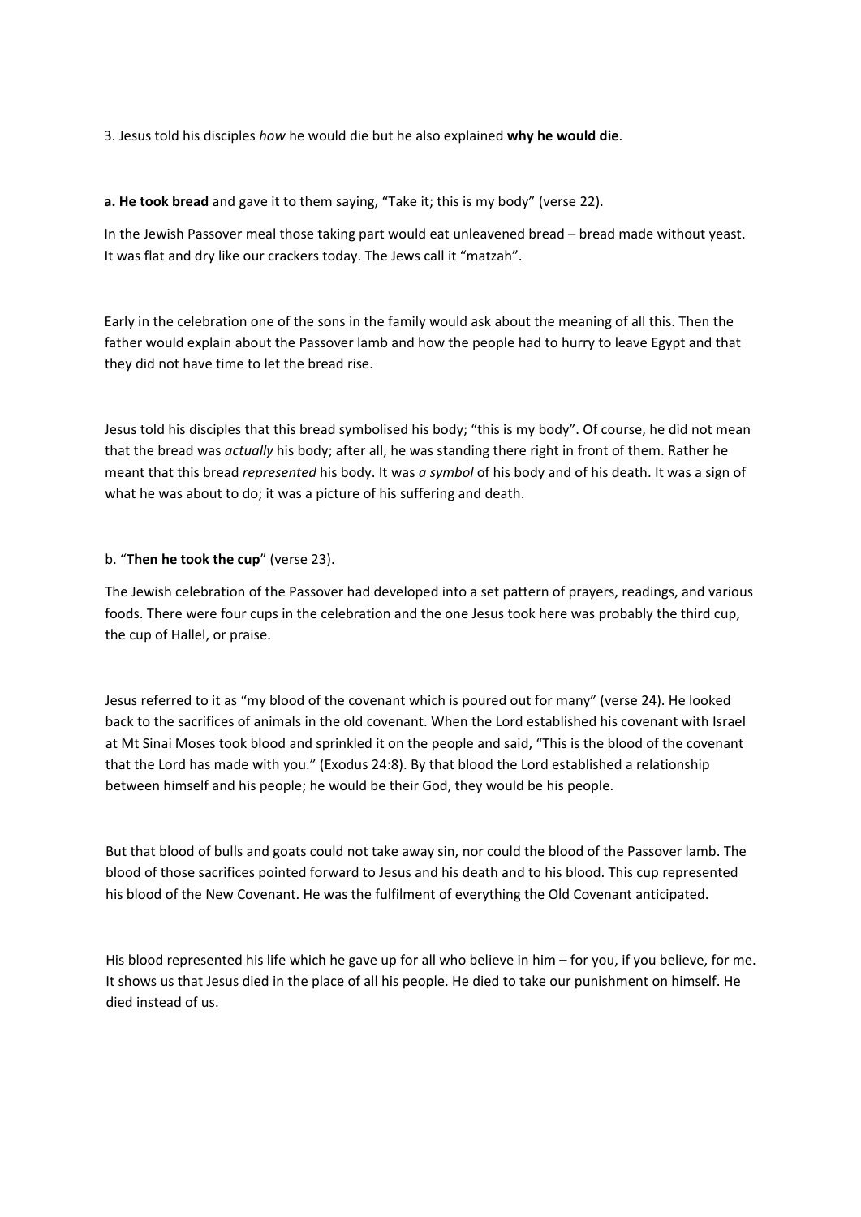3. Jesus told his disciples *how* he would die but he also explained **why he would die**.

**a. He took bread** and gave it to them saying, "Take it; this is my body" (verse 22).

In the Jewish Passover meal those taking part would eat unleavened bread – bread made without yeast. It was flat and dry like our crackers today. The Jews call it "matzah".

Early in the celebration one of the sons in the family would ask about the meaning of all this. Then the father would explain about the Passover lamb and how the people had to hurry to leave Egypt and that they did not have time to let the bread rise.

Jesus told his disciples that this bread symbolised his body; "this is my body". Of course, he did not mean that the bread was *actually* his body; after all, he was standing there right in front of them. Rather he meant that this bread *represented* his body. It was *a symbol* of his body and of his death. It was a sign of what he was about to do; it was a picture of his suffering and death.

b. "**Then he took the cup**" (verse 23).

The Jewish celebration of the Passover had developed into a set pattern of prayers, readings, and various foods. There were four cups in the celebration and the one Jesus took here was probably the third cup, the cup of Hallel, or praise.

Jesus referred to it as "my blood of the covenant which is poured out for many" (verse 24). He looked back to the sacrifices of animals in the old covenant. When the Lord established his covenant with Israel at Mt Sinai Moses took blood and sprinkled it on the people and said, "This is the blood of the covenant that the Lord has made with you." (Exodus 24:8). By that blood the Lord established a relationship between himself and his people; he would be their God, they would be his people.

But that blood of bulls and goats could not take away sin, nor could the blood of the Passover lamb. The blood of those sacrifices pointed forward to Jesus and his death and to his blood. This cup represented his blood of the New Covenant. He was the fulfilment of everything the Old Covenant anticipated.

His blood represented his life which he gave up for all who believe in him – for you, if you believe, for me. It shows us that Jesus died in the place of all his people. He died to take our punishment on himself. He died instead of us.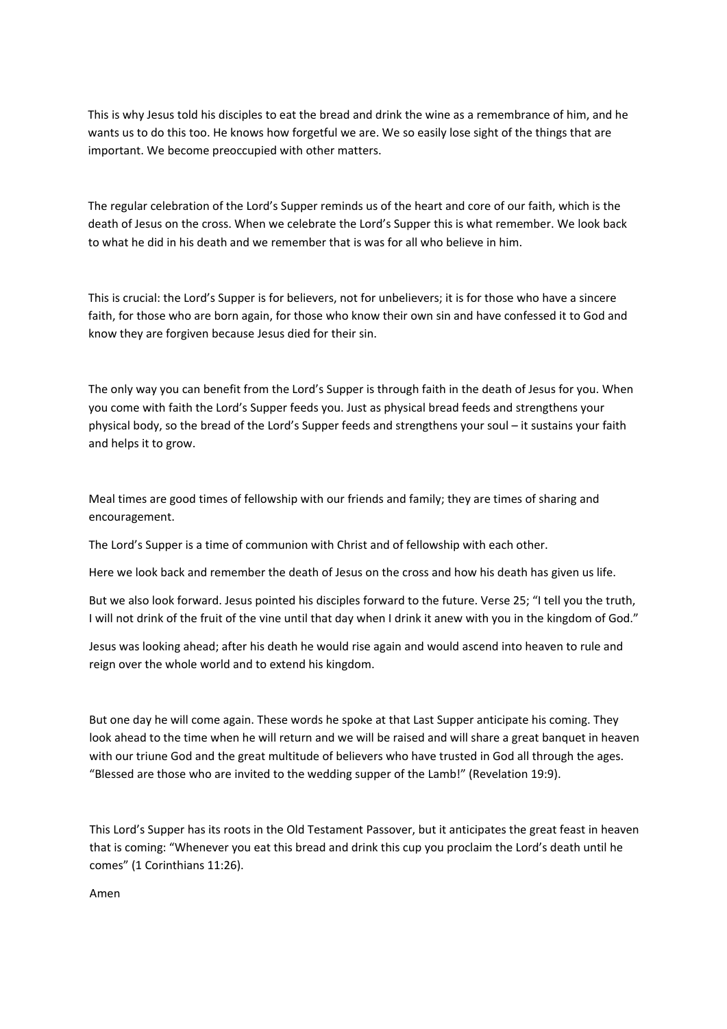This is why Jesus told his disciples to eat the bread and drink the wine as a remembrance of him, and he wants us to do this too. He knows how forgetful we are. We so easily lose sight of the things that are important. We become preoccupied with other matters.

The regular celebration of the Lord's Supper reminds us of the heart and core of our faith, which is the death of Jesus on the cross. When we celebrate the Lord's Supper this is what remember. We look back to what he did in his death and we remember that is was for all who believe in him.

This is crucial: the Lord's Supper is for believers, not for unbelievers; it is for those who have a sincere faith, for those who are born again, for those who know their own sin and have confessed it to God and know they are forgiven because Jesus died for their sin.

The only way you can benefit from the Lord's Supper is through faith in the death of Jesus for you. When you come with faith the Lord's Supper feeds you. Just as physical bread feeds and strengthens your physical body, so the bread of the Lord's Supper feeds and strengthens your soul – it sustains your faith and helps it to grow.

Meal times are good times of fellowship with our friends and family; they are times of sharing and encouragement.

The Lord's Supper is a time of communion with Christ and of fellowship with each other.

Here we look back and remember the death of Jesus on the cross and how his death has given us life.

But we also look forward. Jesus pointed his disciples forward to the future. Verse 25; "I tell you the truth, I will not drink of the fruit of the vine until that day when I drink it anew with you in the kingdom of God."

Jesus was looking ahead; after his death he would rise again and would ascend into heaven to rule and reign over the whole world and to extend his kingdom.

But one day he will come again. These words he spoke at that Last Supper anticipate his coming. They look ahead to the time when he will return and we will be raised and will share a great banquet in heaven with our triune God and the great multitude of believers who have trusted in God all through the ages. "Blessed are those who are invited to the wedding supper of the Lamb!" (Revelation 19:9).

This Lord's Supper has its roots in the Old Testament Passover, but it anticipates the great feast in heaven that is coming: "Whenever you eat this bread and drink this cup you proclaim the Lord's death until he comes" (1 Corinthians 11:26).

Amen